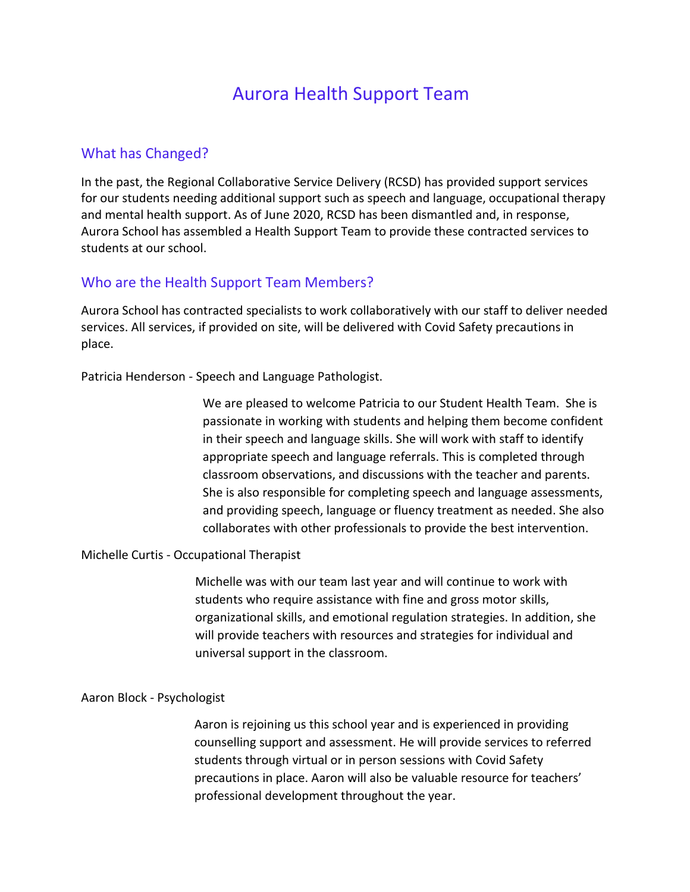# Aurora Health Support Team

## What has Changed?

In the past, the Regional Collaborative Service Delivery (RCSD) has provided support services for our students needing additional support such as speech and language, occupational therapy and mental health support. As of June 2020, RCSD has been dismantled and, in response, Aurora School has assembled a Health Support Team to provide these contracted services to students at our school.

## Who are the Health Support Team Members?

Aurora School has contracted specialists to work collaboratively with our staff to deliver needed services. All services, if provided on site, will be delivered with Covid Safety precautions in place.

Patricia Henderson - Speech and Language Pathologist.

We are pleased to welcome Patricia to our Student Health Team. She is passionate in working with students and helping them become confident in their speech and language skills. She will work with staff to identify appropriate speech and language referrals. This is completed through classroom observations, and discussions with the teacher and parents. She is also responsible for completing speech and language assessments, and providing speech, language or fluency treatment as needed. She also collaborates with other professionals to provide the best intervention.

Michelle Curtis - Occupational Therapist

Michelle was with our team last year and will continue to work with students who require assistance with fine and gross motor skills, organizational skills, and emotional regulation strategies. In addition, she will provide teachers with resources and strategies for individual and universal support in the classroom.

Aaron Block - Psychologist

Aaron is rejoining us this school year and is experienced in providing counselling support and assessment. He will provide services to referred students through virtual or in person sessions with Covid Safety precautions in place. Aaron will also be valuable resource for teachers' professional development throughout the year.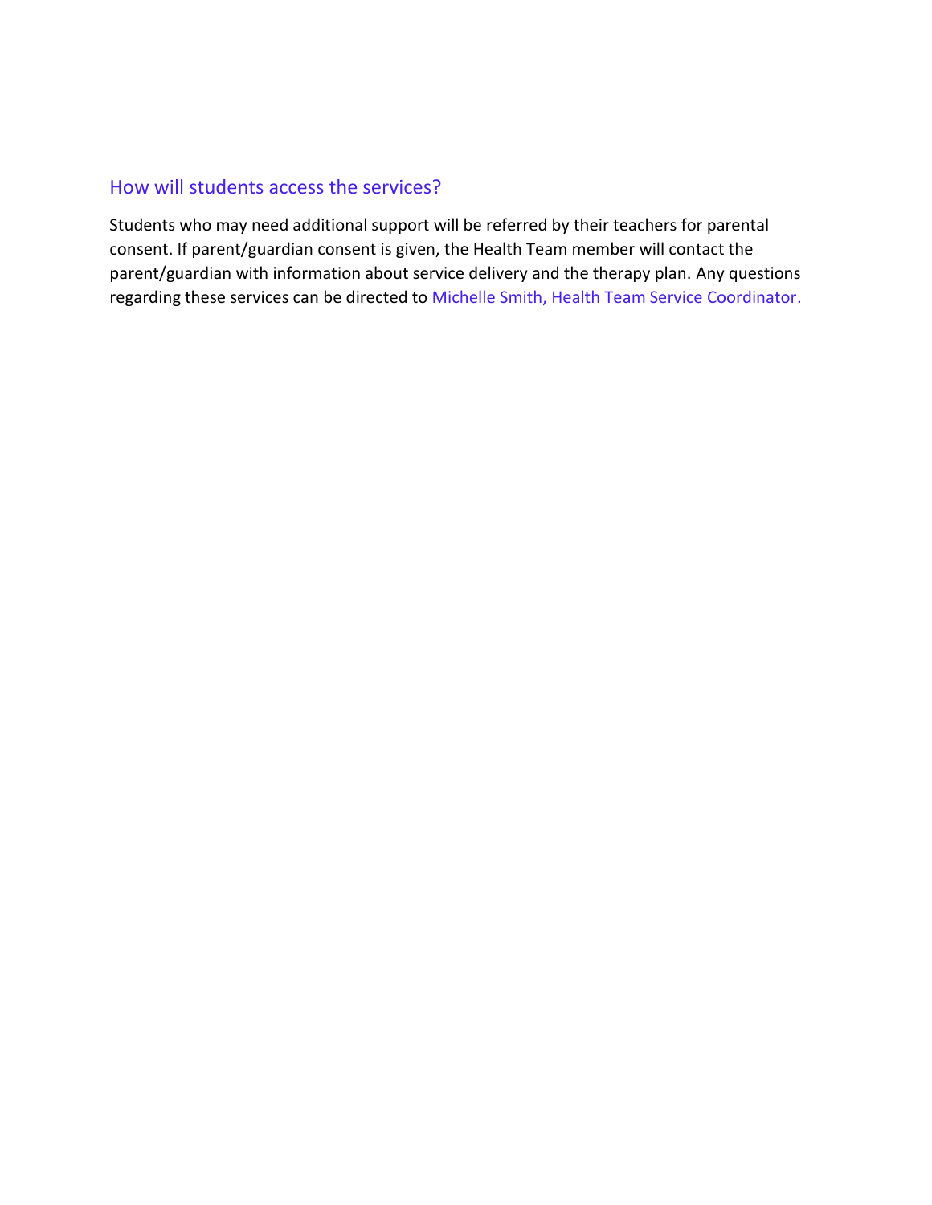## How will students access the services?

Students who may need additional support will be referred by their teachers for parental consent. If parent/guardian consent is given, the Health Team member will contact the parent/guardian with information about service delivery and the therapy plan. Any questions regarding these services can be directed to Michelle Smith, Health Team Service Coordinator.